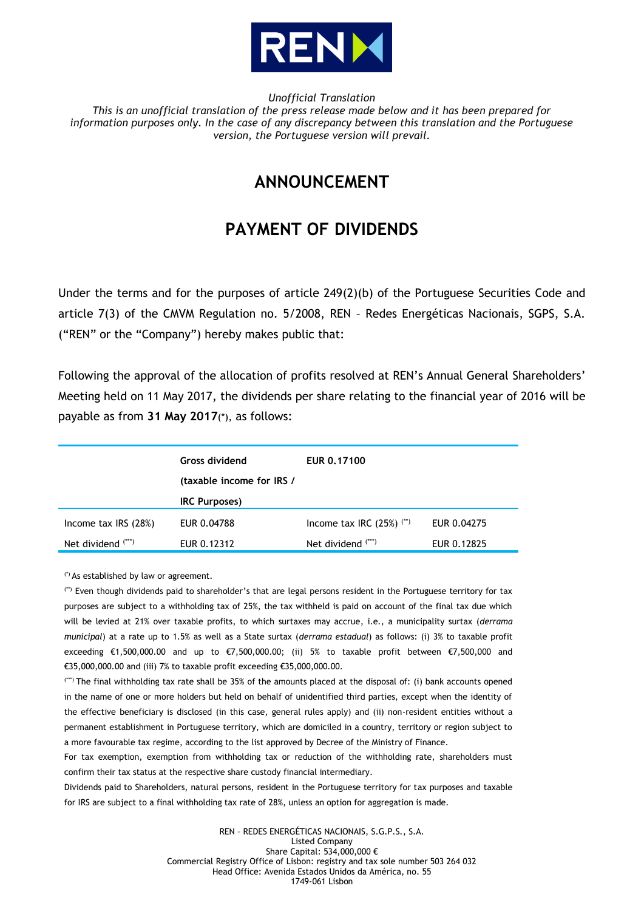*Unofficial Translation*
*This is an unofficial translation of the press release made below and it has been prepared for information purposes only. In the case of any discrepancy between this translation and the Portuguese version, the Portuguese version will prevail.*

# ANNOUNCEMENT

# PAYMENT OF DIVIDENDS

Under the terms and for the purposes of article 249(2)(b) of the Portuguese Securities Code and article 7(3) of the CMVM Regulation no. 5/2008, REN – Redes Energéticas Nacionais, SGPS, S.A. ("REN" or the "Company") hereby makes public that:

Following the approval of the allocation of profits resolved at REN's Annual General Shareholders' Meeting held on 11 May 2017, the dividends per share relating to the financial year of 2016 will be payable as from **31 May 2017**(*), as follows:

| | **Gross dividend (taxable income for IRS / IRC Purposes)** | **EUR 0.17100** | |
|---|---|---|---|
| Income tax IRS (28%) | EUR 0.04788 | Income tax IRC (25%) (**) | EUR 0.04275 |
| Net dividend (***) | EUR 0.12312 | Net dividend (***) | EUR 0.12825 |

(*) As established by law or agreement.

(**) Even though dividends paid to shareholder's that are legal persons resident in the Portuguese territory for tax purposes are subject to a withholding tax of 25%, the tax withheld is paid on account of the final tax due which will be levied at 21% over taxable profits, to which surtaxes may accrue, i.e., a municipality surtax (*derrama municipal*) at a rate up to 1.5% as well as a State surtax (*derrama estadual*) as follows: (i) 3% to taxable profit exceeding €1,500,000.00 and up to €7,500,000.00; (ii) 5% to taxable profit between €7,500,000 and €35,000,000.00 and (iii) 7% to taxable profit exceeding €35,000,000.00.

(***) The final withholding tax rate shall be 35% of the amounts placed at the disposal of: (i) bank accounts opened in the name of one or more holders but held on behalf of unidentified third parties, except when the identity of the effective beneficiary is disclosed (in this case, general rules apply) and (ii) non-resident entities without a permanent establishment in Portuguese territory, which are domiciled in a country, territory or region subject to a more favourable tax regime, according to the list approved by Decree of the Ministry of Finance.

For tax exemption, exemption from withholding tax or reduction of the withholding rate, shareholders must confirm their tax status at the respective share custody financial intermediary.

Dividends paid to Shareholders, natural persons, resident in the Portuguese territory for tax purposes and taxable for IRS are subject to a final withholding tax rate of 28%, unless an option for aggregation is made.

REN – REDES ENERGÉTICAS NACIONAIS, S.G.P.S., S.A.
Listed Company
Share Capital: 534,000,000 €
Commercial Registry Office of Lisbon: registry and tax sole number 503 264 032
Head Office: Avenida Estados Unidos da América, no. 55
1749-061 Lisbon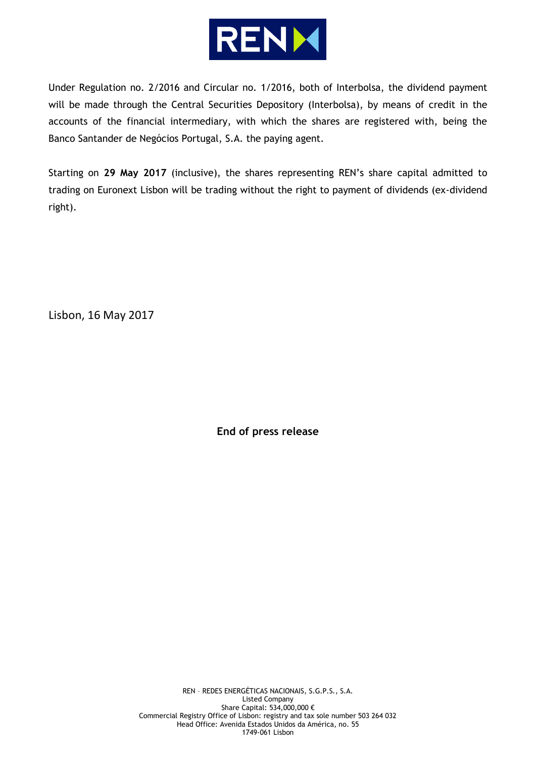Under Regulation no. 2/2016 and Circular no. 1/2016, both of Interbolsa, the dividend payment will be made through the Central Securities Depository (Interbolsa), by means of credit in the accounts of the financial intermediary, with which the shares are registered with, being the Banco Santander de Negócios Portugal, S.A. the paying agent.

Starting on **29 May 2017** (inclusive), the shares representing REN's share capital admitted to trading on Euronext Lisbon will be trading without the right to payment of dividends (ex-dividend right).

Lisbon, 16 May 2017

**End of press release**

REN – REDES ENERGÉTICAS NACIONAIS, S.G.P.S., S.A.
Listed Company
Share Capital: 534,000,000 €
Commercial Registry Office of Lisbon: registry and tax sole number 503 264 032
Head Office: Avenida Estados Unidos da América, no. 55
1749-061 Lisbon